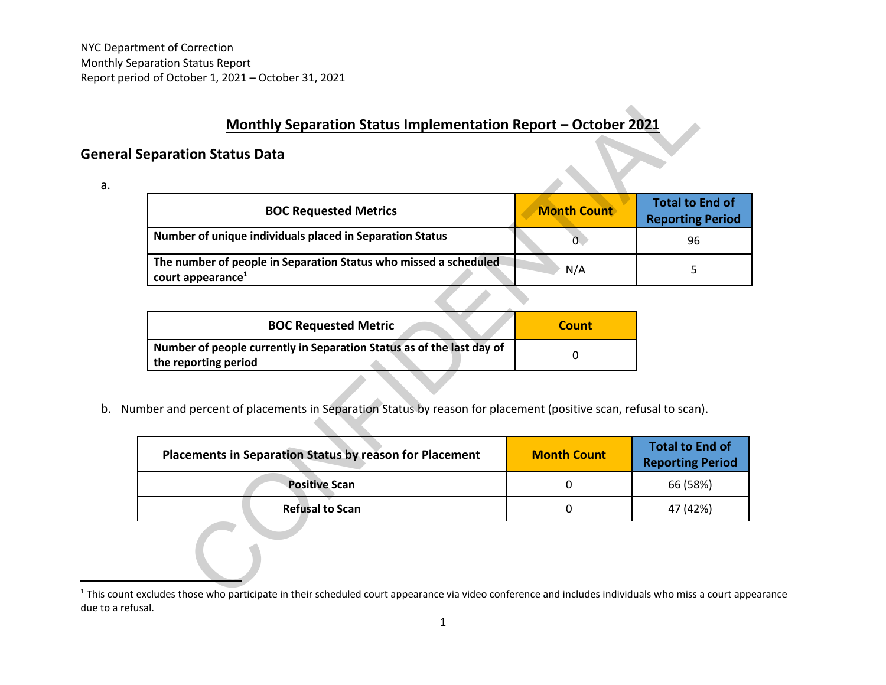NYC Department of Correction
Monthly Separation Status Report
Report period of October 1, 2021 – October 31, 2021

# Monthly Separation Status Implementation Report – October 2021

## General Separation Status Data

a.

| BOC Requested Metrics | Month Count | Total to End of Reporting Period |
|---|---|---|
| **Number of unique individuals placed in Separation Status** | 0 | 96 |
| **The number of people in Separation Status who missed a scheduled court appearance**[1] | N/A | 5 |

| BOC Requested Metric | Count |
|---|---|
| **Number of people currently in Separation Status as of the last day of the reporting period** | 0 |

b. Number and percent of placements in Separation Status by reason for placement (positive scan, refusal to scan).

| Placements in Separation Status by reason for Placement | Month Count | Total to End of Reporting Period |
|---|---|---|
| **Positive Scan** | 0 | 66 (58%) |
| **Refusal to Scan** | 0 | 47 (42%) |

[1] This count excludes those who participate in their scheduled court appearance via video conference and includes individuals who miss a court appearance due to a refusal.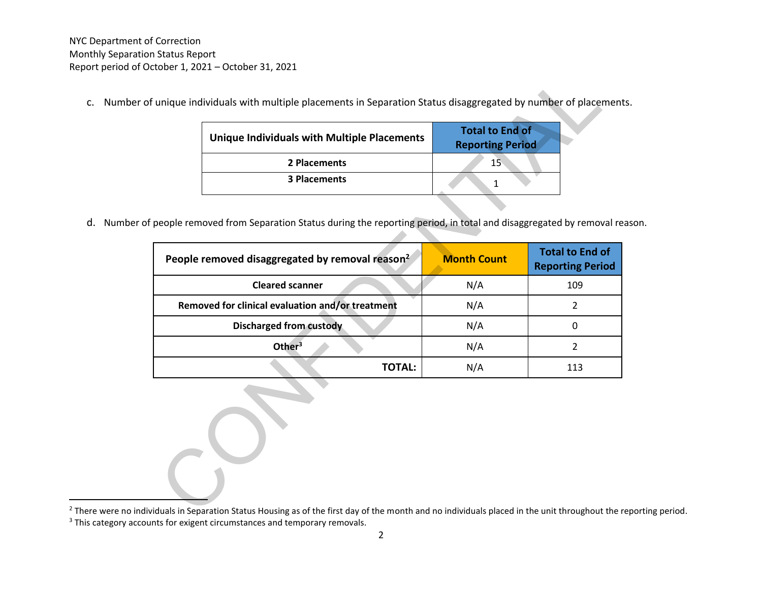NYC Department of Correction
Monthly Separation Status Report
Report period of October 1, 2021 – October 31, 2021

c. Number of unique individuals with multiple placements in Separation Status disaggregated by number of placements.

| Unique Individuals with Multiple Placements | Total to End of Reporting Period |
|---|---|
| 2 Placements | 15 |
| 3 Placements | 1 |

d. Number of people removed from Separation Status during the reporting period, in total and disaggregated by removal reason.

| People removed disaggregated by removal reason[2] | Month Count | Total to End of Reporting Period |
|---|---|---|
| Cleared scanner | N/A | 109 |
| Removed for clinical evaluation and/or treatment | N/A | 2 |
| Discharged from custody | N/A | 0 |
| Other[3] | N/A | 2 |
| TOTAL: | N/A | 113 |

[2] There were no individuals in Separation Status Housing as of the first day of the month and no individuals placed in the unit throughout the reporting period.

[3] This category accounts for exigent circumstances and temporary removals.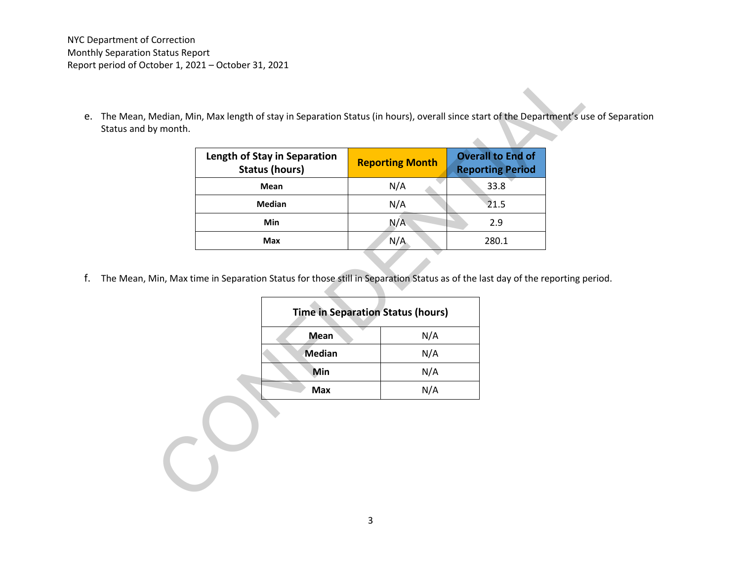NYC Department of Correction
Monthly Separation Status Report
Report period of October 1, 2021 – October 31, 2021

e. The Mean, Median, Min, Max length of stay in Separation Status (in hours), overall since start of the Department's use of Separation Status and by month.

| Length of Stay in Separation Status (hours) | Reporting Month | Overall to End of Reporting Period |
|---|---|---|
| **Mean** | N/A | 33.8 |
| **Median** | N/A | 21.5 |
| **Min** | N/A | 2.9 |
| **Max** | N/A | 280.1 |

f. The Mean, Min, Max time in Separation Status for those still in Separation Status as of the last day of the reporting period.

| Time in Separation Status (hours) | |
|---|---|
| **Mean** | N/A |
| **Median** | N/A |
| **Min** | N/A |
| **Max** | N/A |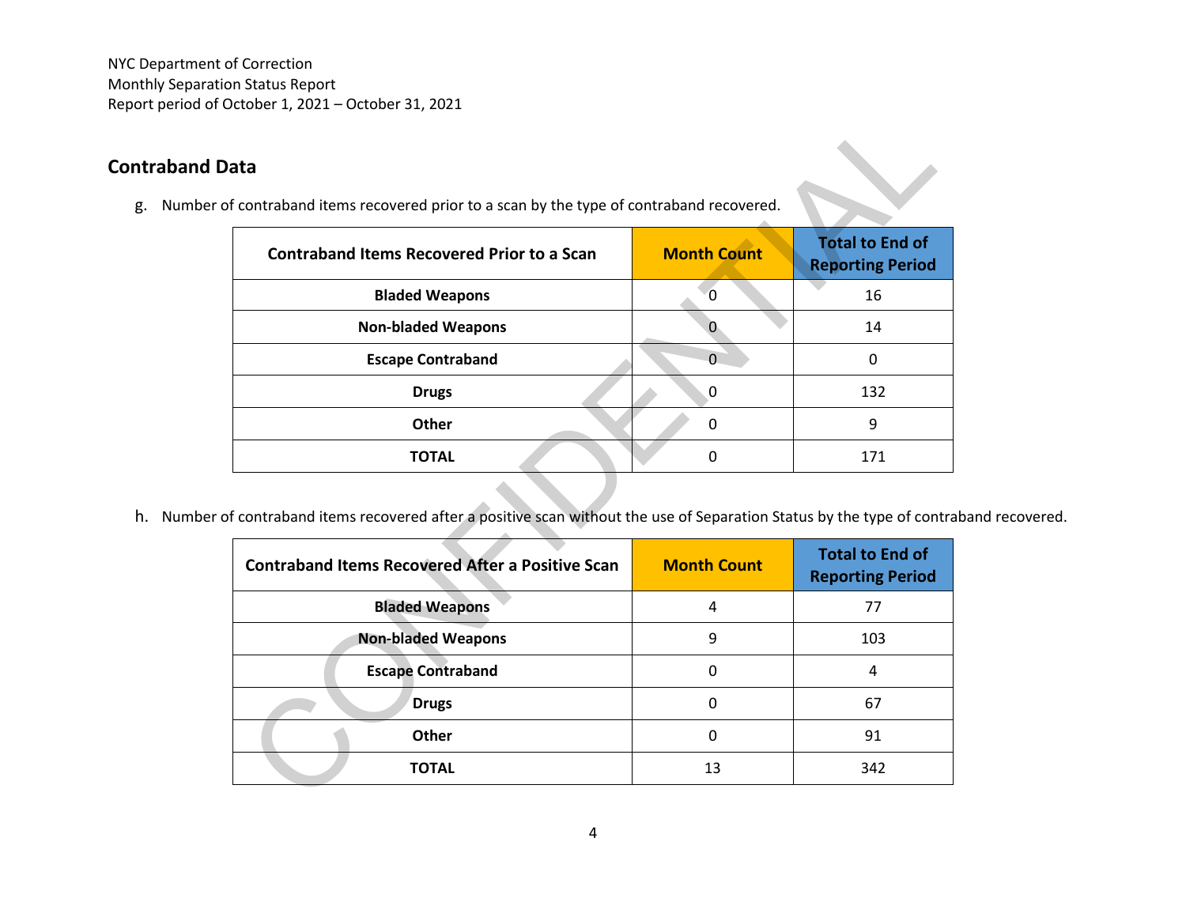NYC Department of Correction
Monthly Separation Status Report
Report period of October 1, 2021 – October 31, 2021

## Contraband Data

g. Number of contraband items recovered prior to a scan by the type of contraband recovered.

| Contraband Items Recovered Prior to a Scan | Month Count | Total to End of Reporting Period |
|---|---|---|
| Bladed Weapons | 0 | 16 |
| Non-bladed Weapons | 0 | 14 |
| Escape Contraband | 0 | 0 |
| Drugs | 0 | 132 |
| Other | 0 | 9 |
| TOTAL | 0 | 171 |

h. Number of contraband items recovered after a positive scan without the use of Separation Status by the type of contraband recovered.

| Contraband Items Recovered After a Positive Scan | Month Count | Total to End of Reporting Period |
|---|---|---|
| Bladed Weapons | 4 | 77 |
| Non-bladed Weapons | 9 | 103 |
| Escape Contraband | 0 | 4 |
| Drugs | 0 | 67 |
| Other | 0 | 91 |
| TOTAL | 13 | 342 |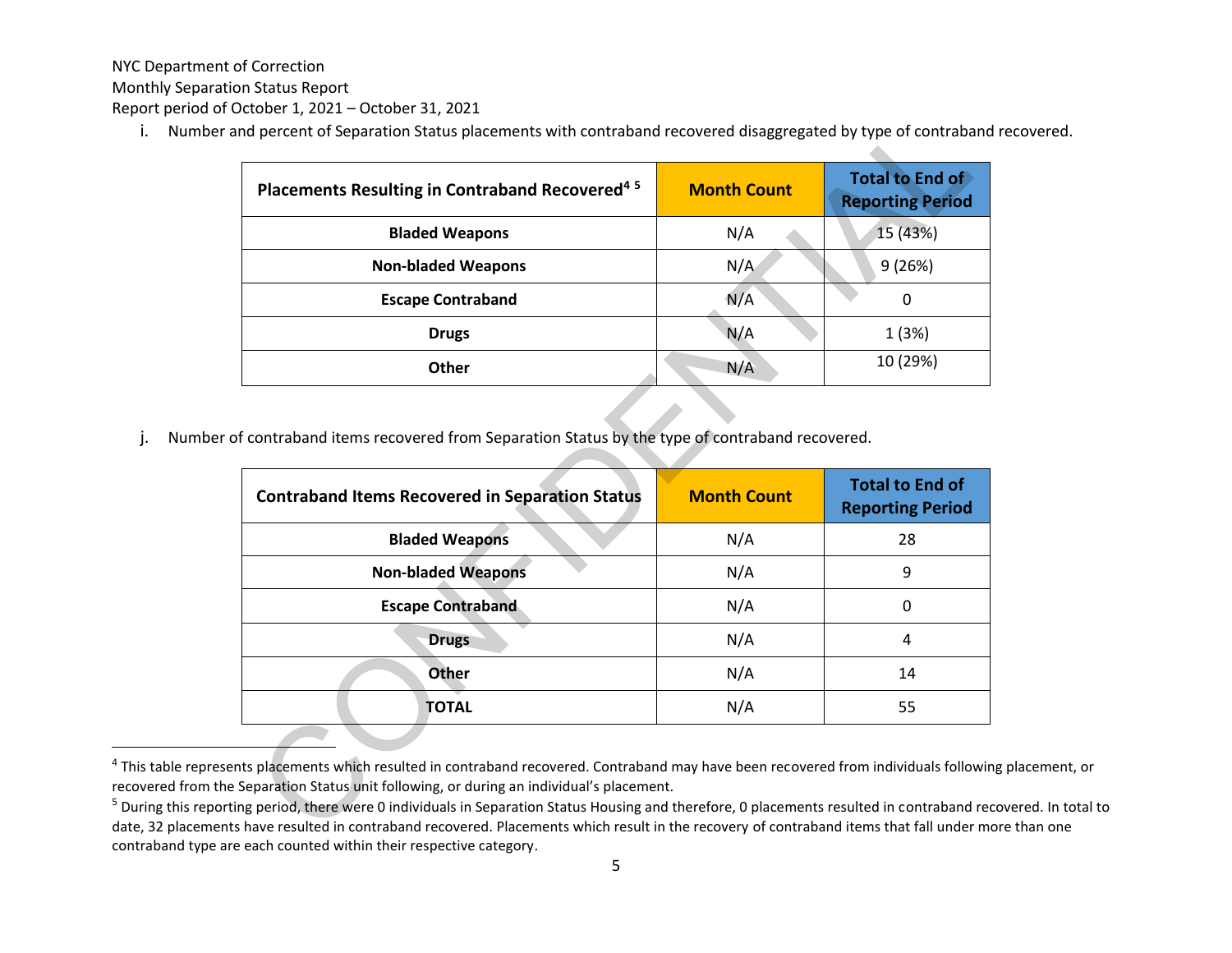NYC Department of Correction
Monthly Separation Status Report
Report period of October 1, 2021 – October 31, 2021

i. Number and percent of Separation Status placements with contraband recovered disaggregated by type of contraband recovered.

| Placements Resulting in Contraband Recovered[4] [5] | Month Count | Total to End of Reporting Period |
|---|---|---|
| Bladed Weapons | N/A | 15 (43%) |
| Non-bladed Weapons | N/A | 9 (26%) |
| Escape Contraband | N/A | 0 |
| Drugs | N/A | 1 (3%) |
| Other | N/A | 10 (29%) |

j. Number of contraband items recovered from Separation Status by the type of contraband recovered.

| Contraband Items Recovered in Separation Status | Month Count | Total to End of Reporting Period |
|---|---|---|
| Bladed Weapons | N/A | 28 |
| Non-bladed Weapons | N/A | 9 |
| Escape Contraband | N/A | 0 |
| Drugs | N/A | 4 |
| Other | N/A | 14 |
| TOTAL | N/A | 55 |

[4] This table represents placements which resulted in contraband recovered. Contraband may have been recovered from individuals following placement, or recovered from the Separation Status unit following, or during an individual's placement.

[5] During this reporting period, there were 0 individuals in Separation Status Housing and therefore, 0 placements resulted in contraband recovered. In total to date, 32 placements have resulted in contraband recovered. Placements which result in the recovery of contraband items that fall under more than one contraband type are each counted within their respective category.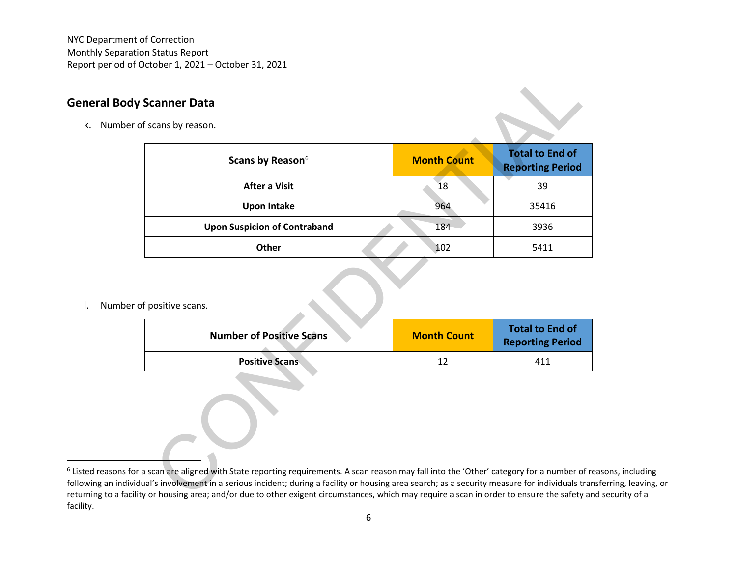## General Body Scanner Data

k. Number of scans by reason.

| Scans by Reason[6] | Month Count | Total to End of Reporting Period |
|---|---|---|
| After a Visit | 18 | 39 |
| Upon Intake | 964 | 35416 |
| Upon Suspicion of Contraband | 184 | 3936 |
| Other | 102 | 5411 |

l. Number of positive scans.

| Number of Positive Scans | Month Count | Total to End of Reporting Period |
|---|---|---|
| Positive Scans | 12 | 411 |

[6] Listed reasons for a scan are aligned with State reporting requirements. A scan reason may fall into the 'Other' category for a number of reasons, including following an individual's involvement in a serious incident; during a facility or housing area search; as a security measure for individuals transferring, leaving, or returning to a facility or housing area; and/or due to other exigent circumstances, which may require a scan in order to ensure the safety and security of a facility.